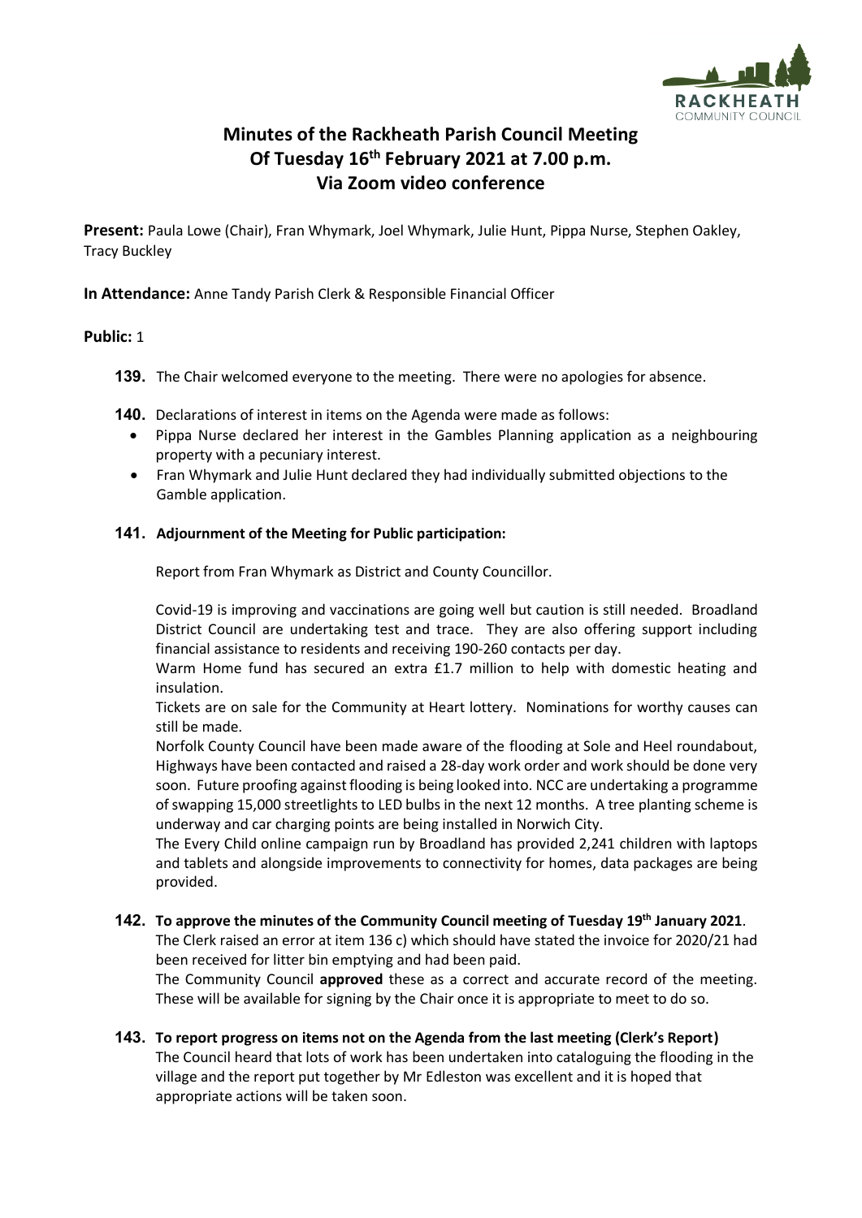# Minutes of the Rackheath Parish Council Meeting
# Of Tuesday 16th February 2021 at 7.00 p.m.
# Via Zoom video conference

**Present:** Paula Lowe (Chair), Fran Whymark, Joel Whymark, Julie Hunt, Pippa Nurse, Stephen Oakley, Tracy Buckley

**In Attendance:** Anne Tandy Parish Clerk & Responsible Financial Officer

**Public:** 1

**139.** The Chair welcomed everyone to the meeting. There were no apologies for absence.

**140.** Declarations of interest in items on the Agenda were made as follows:

- Pippa Nurse declared her interest in the Gambles Planning application as a neighbouring property with a pecuniary interest.
- Fran Whymark and Julie Hunt declared they had individually submitted objections to the Gamble application.

**141. Adjournment of the Meeting for Public participation:**

Report from Fran Whymark as District and County Councillor.

Covid-19 is improving and vaccinations are going well but caution is still needed. Broadland District Council are undertaking test and trace. They are also offering support including financial assistance to residents and receiving 190-260 contacts per day.

Warm Home fund has secured an extra £1.7 million to help with domestic heating and insulation.

Tickets are on sale for the Community at Heart lottery. Nominations for worthy causes can still be made.

Norfolk County Council have been made aware of the flooding at Sole and Heel roundabout, Highways have been contacted and raised a 28-day work order and work should be done very soon. Future proofing against flooding is being looked into. NCC are undertaking a programme of swapping 15,000 streetlights to LED bulbs in the next 12 months. A tree planting scheme is underway and car charging points are being installed in Norwich City.

The Every Child online campaign run by Broadland has provided 2,241 children with laptops and tablets and alongside improvements to connectivity for homes, data packages are being provided.

**142. To approve the minutes of the Community Council meeting of Tuesday 19th January 2021**.

The Clerk raised an error at item 136 c) which should have stated the invoice for 2020/21 had been received for litter bin emptying and had been paid.

The Community Council **approved** these as a correct and accurate record of the meeting. These will be available for signing by the Chair once it is appropriate to meet to do so.

**143. To report progress on items not on the Agenda from the last meeting (Clerk's Report)**

The Council heard that lots of work has been undertaken into cataloguing the flooding in the village and the report put together by Mr Edleston was excellent and it is hoped that appropriate actions will be taken soon.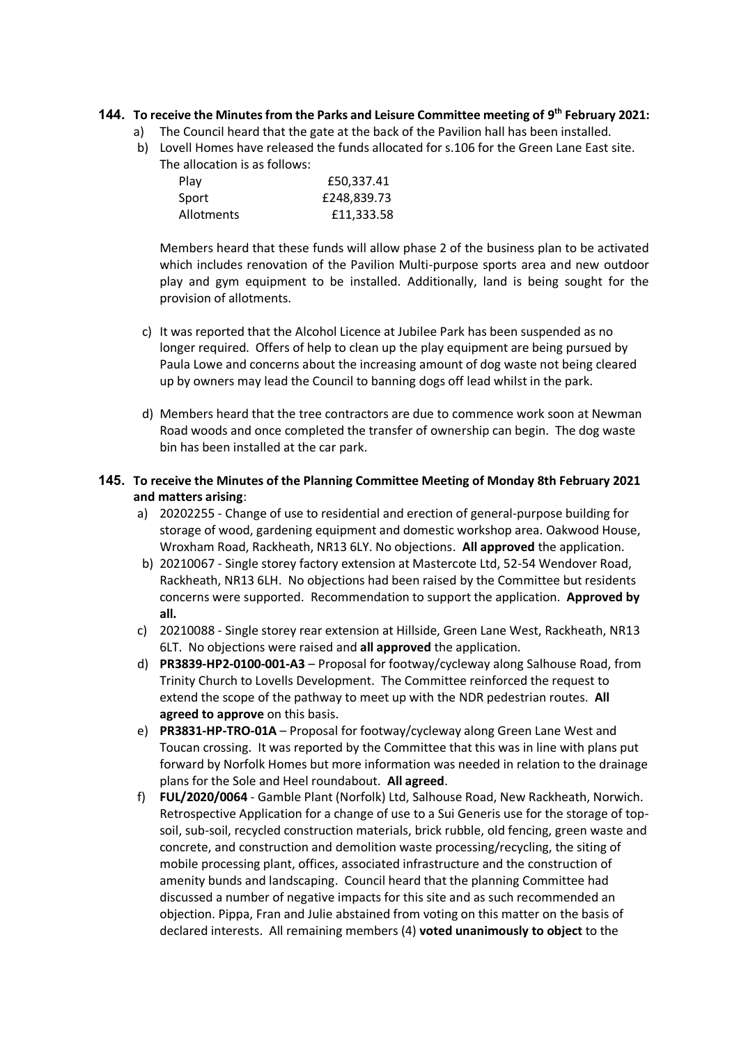**144. To receive the Minutes from the Parks and Leisure Committee meeting of 9th February 2021:**

a) The Council heard that the gate at the back of the Pavilion hall has been installed.

b) Lovell Homes have released the funds allocated for s.106 for the Green Lane East site. The allocation is as follows:

| | |
|---|---|
| Play | £50,337.41 |
| Sport | £248,839.73 |
| Allotments | £11,333.58 |

Members heard that these funds will allow phase 2 of the business plan to be activated which includes renovation of the Pavilion Multi-purpose sports area and new outdoor play and gym equipment to be installed. Additionally, land is being sought for the provision of allotments.

c) It was reported that the Alcohol Licence at Jubilee Park has been suspended as no longer required. Offers of help to clean up the play equipment are being pursued by Paula Lowe and concerns about the increasing amount of dog waste not being cleared up by owners may lead the Council to banning dogs off lead whilst in the park.

d) Members heard that the tree contractors are due to commence work soon at Newman Road woods and once completed the transfer of ownership can begin. The dog waste bin has been installed at the car park.

**145. To receive the Minutes of the Planning Committee Meeting of Monday 8th February 2021 and matters arising**:

a) 20202255 - Change of use to residential and erection of general-purpose building for storage of wood, gardening equipment and domestic workshop area. Oakwood House, Wroxham Road, Rackheath, NR13 6LY. No objections. **All approved** the application.

b) 20210067 - Single storey factory extension at Mastercote Ltd, 52-54 Wendover Road, Rackheath, NR13 6LH. No objections had been raised by the Committee but residents concerns were supported. Recommendation to support the application. **Approved by all.**

c) 20210088 - Single storey rear extension at Hillside, Green Lane West, Rackheath, NR13 6LT. No objections were raised and **all approved** the application.

d) **PR3839-HP2-0100-001-A3** – Proposal for footway/cycleway along Salhouse Road, from Trinity Church to Lovells Development. The Committee reinforced the request to extend the scope of the pathway to meet up with the NDR pedestrian routes. **All agreed to approve** on this basis.

e) **PR3831-HP-TRO-01A** – Proposal for footway/cycleway along Green Lane West and Toucan crossing. It was reported by the Committee that this was in line with plans put forward by Norfolk Homes but more information was needed in relation to the drainage plans for the Sole and Heel roundabout. **All agreed**.

f) **FUL/2020/0064** - Gamble Plant (Norfolk) Ltd, Salhouse Road, New Rackheath, Norwich. Retrospective Application for a change of use to a Sui Generis use for the storage of top-soil, sub-soil, recycled construction materials, brick rubble, old fencing, green waste and concrete, and construction and demolition waste processing/recycling, the siting of mobile processing plant, offices, associated infrastructure and the construction of amenity bunds and landscaping. Council heard that the planning Committee had discussed a number of negative impacts for this site and as such recommended an objection. Pippa, Fran and Julie abstained from voting on this matter on the basis of declared interests. All remaining members (4) **voted unanimously to object** to the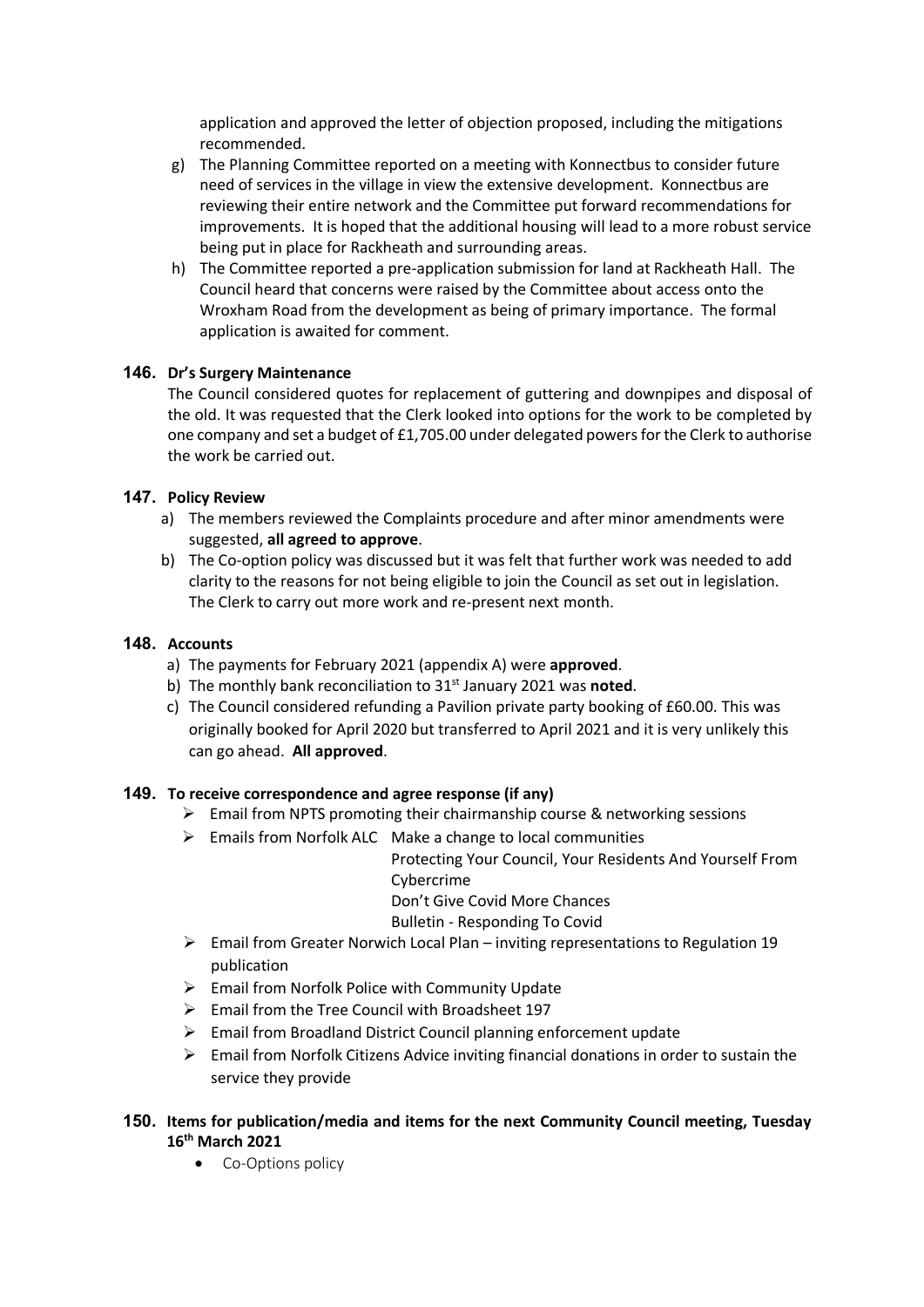application and approved the letter of objection proposed, including the mitigations recommended.

g) The Planning Committee reported on a meeting with Konnectbus to consider future need of services in the village in view the extensive development. Konnectbus are reviewing their entire network and the Committee put forward recommendations for improvements. It is hoped that the additional housing will lead to a more robust service being put in place for Rackheath and surrounding areas.

h) The Committee reported a pre-application submission for land at Rackheath Hall. The Council heard that concerns were raised by the Committee about access onto the Wroxham Road from the development as being of primary importance. The formal application is awaited for comment.

## 146. Dr's Surgery Maintenance

The Council considered quotes for replacement of guttering and downpipes and disposal of the old. It was requested that the Clerk looked into options for the work to be completed by one company and set a budget of £1,705.00 under delegated powers for the Clerk to authorise the work be carried out.

## 147. Policy Review

a) The members reviewed the Complaints procedure and after minor amendments were suggested, **all agreed to approve**.

b) The Co-option policy was discussed but it was felt that further work was needed to add clarity to the reasons for not being eligible to join the Council as set out in legislation. The Clerk to carry out more work and re-present next month.

## 148. Accounts

a) The payments for February 2021 (appendix A) were **approved**.

b) The monthly bank reconciliation to 31st January 2021 was **noted**.

c) The Council considered refunding a Pavilion private party booking of £60.00. This was originally booked for April 2020 but transferred to April 2021 and it is very unlikely this can go ahead. **All approved**.

## 149. To receive correspondence and agree response (if any)

- Email from NPTS promoting their chairmanship course & networking sessions
- Emails from Norfolk ALC
  - Make a change to local communities
  - Protecting Your Council, Your Residents And Yourself From Cybercrime
  - Don't Give Covid More Chances
  - Bulletin - Responding To Covid
- Email from Greater Norwich Local Plan – inviting representations to Regulation 19 publication
- Email from Norfolk Police with Community Update
- Email from the Tree Council with Broadsheet 197
- Email from Broadland District Council planning enforcement update
- Email from Norfolk Citizens Advice inviting financial donations in order to sustain the service they provide

## 150. Items for publication/media and items for the next Community Council meeting, Tuesday 16th March 2021

- Co-Options policy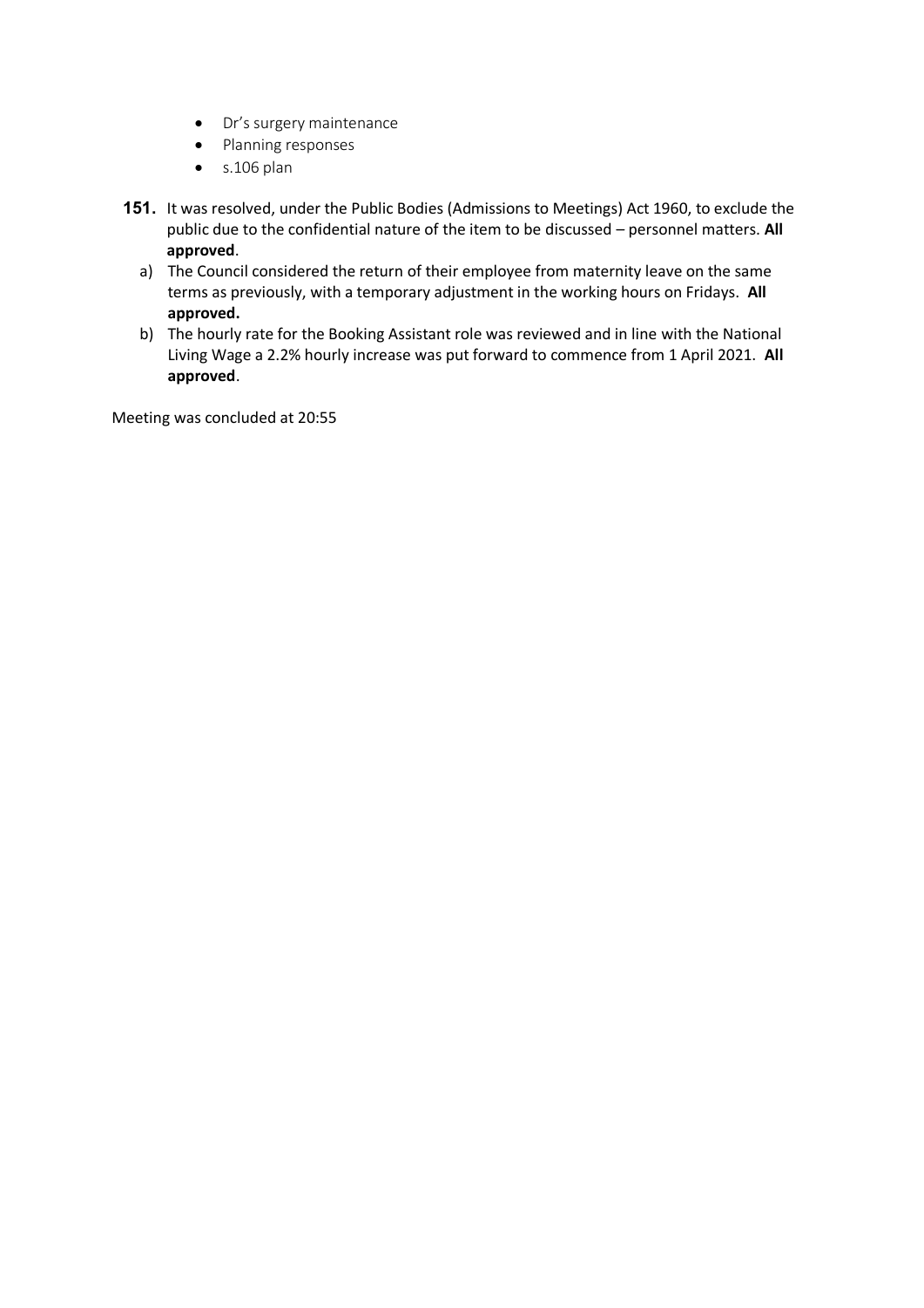- Dr's surgery maintenance
- Planning responses
- s.106 plan

**151.** It was resolved, under the Public Bodies (Admissions to Meetings) Act 1960, to exclude the public due to the confidential nature of the item to be discussed – personnel matters. **All approved**.

a) The Council considered the return of their employee from maternity leave on the same terms as previously, with a temporary adjustment in the working hours on Fridays. **All approved.**

b) The hourly rate for the Booking Assistant role was reviewed and in line with the National Living Wage a 2.2% hourly increase was put forward to commence from 1 April 2021. **All approved**.

Meeting was concluded at 20:55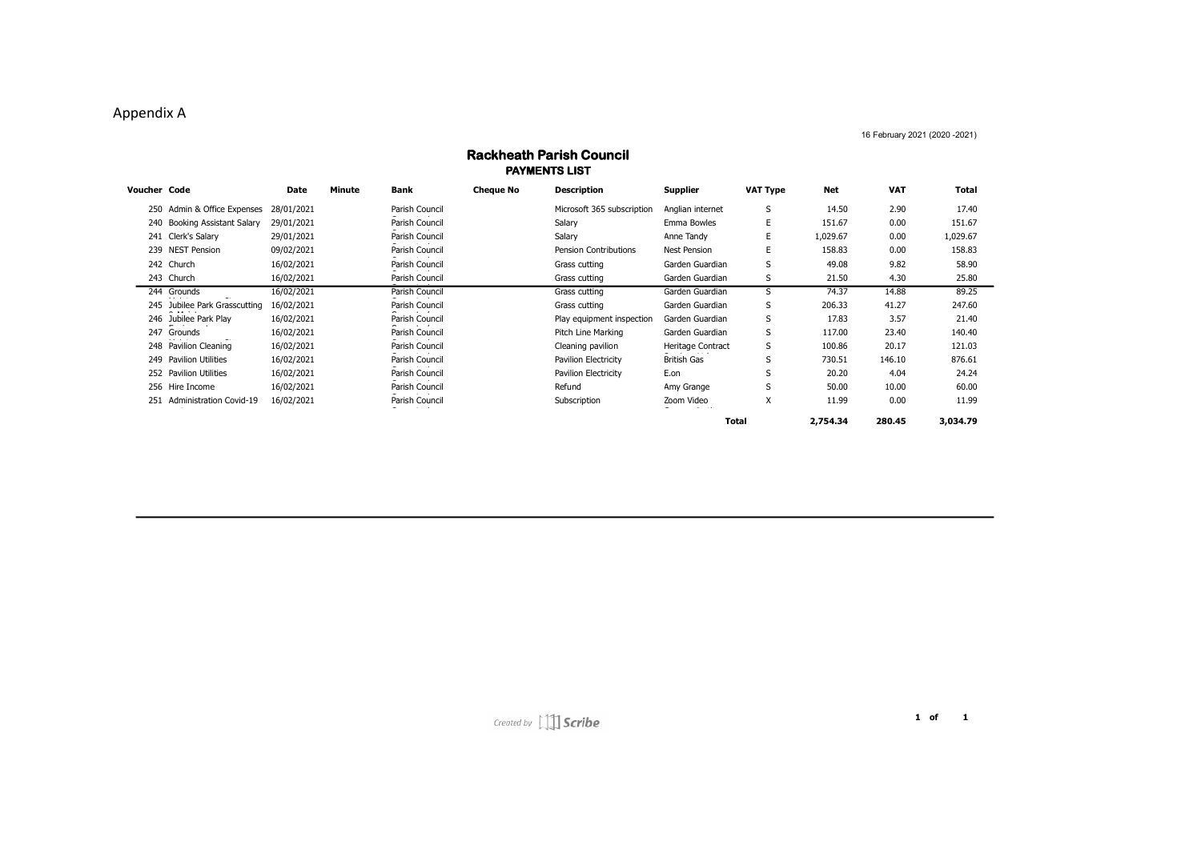Appendix A

16 February 2021 (2020 -2021)

## Rackheath Parish Council

### PAYMENTS LIST

| Voucher | Code | Date | Minute | Bank | Cheque No | Description | Supplier | VAT Type | Net | VAT | Total |
|---|---|---|---|---|---|---|---|---|---|---|---|
| 250 | Admin & Office Expenses | 28/01/2021 | | Parish Council | | Microsoft 365 subscription | Anglian internet | S | 14.50 | 2.90 | 17.40 |
| 240 | Booking Assistant Salary | 29/01/2021 | | Parish Council | | Salary | Emma Bowles | E | 151.67 | 0.00 | 151.67 |
| 241 | Clerk's Salary | 29/01/2021 | | Parish Council | | Salary | Anne Tandy | E | 1,029.67 | 0.00 | 1,029.67 |
| 239 | NEST Pension | 09/02/2021 | | Parish Council | | Pension Contributions | Nest Pension | E | 158.83 | 0.00 | 158.83 |
| 242 | Church | 16/02/2021 | | Parish Council | | Grass cutting | Garden Guardian | S | 49.08 | 9.82 | 58.90 |
| 243 | Church | 16/02/2021 | | Parish Council | | Grass cutting | Garden Guardian | S | 21.50 | 4.30 | 25.80 |
| 244 | Grounds | 16/02/2021 | | Parish Council | | Grass cutting | Garden Guardian | S | 74.37 | 14.88 | 89.25 |
| 245 | Jubilee Park Grasscutting | 16/02/2021 | | Parish Council | | Grass cutting | Garden Guardian | S | 206.33 | 41.27 | 247.60 |
| 246 | Jubilee Park Play | 16/02/2021 | | Parish Council | | Play equipment inspection | Garden Guardian | S | 17.83 | 3.57 | 21.40 |
| 247 | Grounds | 16/02/2021 | | Parish Council | | Pitch Line Marking | Garden Guardian | S | 117.00 | 23.40 | 140.40 |
| 248 | Pavilion Cleaning | 16/02/2021 | | Parish Council | | Cleaning pavilion | Heritage Contract | S | 100.86 | 20.17 | 121.03 |
| 249 | Pavilion Utilities | 16/02/2021 | | Parish Council | | Pavilion Electricity | British Gas | S | 730.51 | 146.10 | 876.61 |
| 252 | Pavilion Utilities | 16/02/2021 | | Parish Council | | Pavilion Electricity | E.on | S | 20.20 | 4.04 | 24.24 |
| 256 | Hire Income | 16/02/2021 | | Parish Council | | Refund | Amy Grange | S | 50.00 | 10.00 | 60.00 |
| 251 | Administration Covid-19 | 16/02/2021 | | Parish Council | | Subscription | Zoom Video | X | 11.99 | 0.00 | 11.99 |
| | | | | | | | | **Total** | **2,754.34** | **280.45** | **3,034.79** |

Created by Scribe